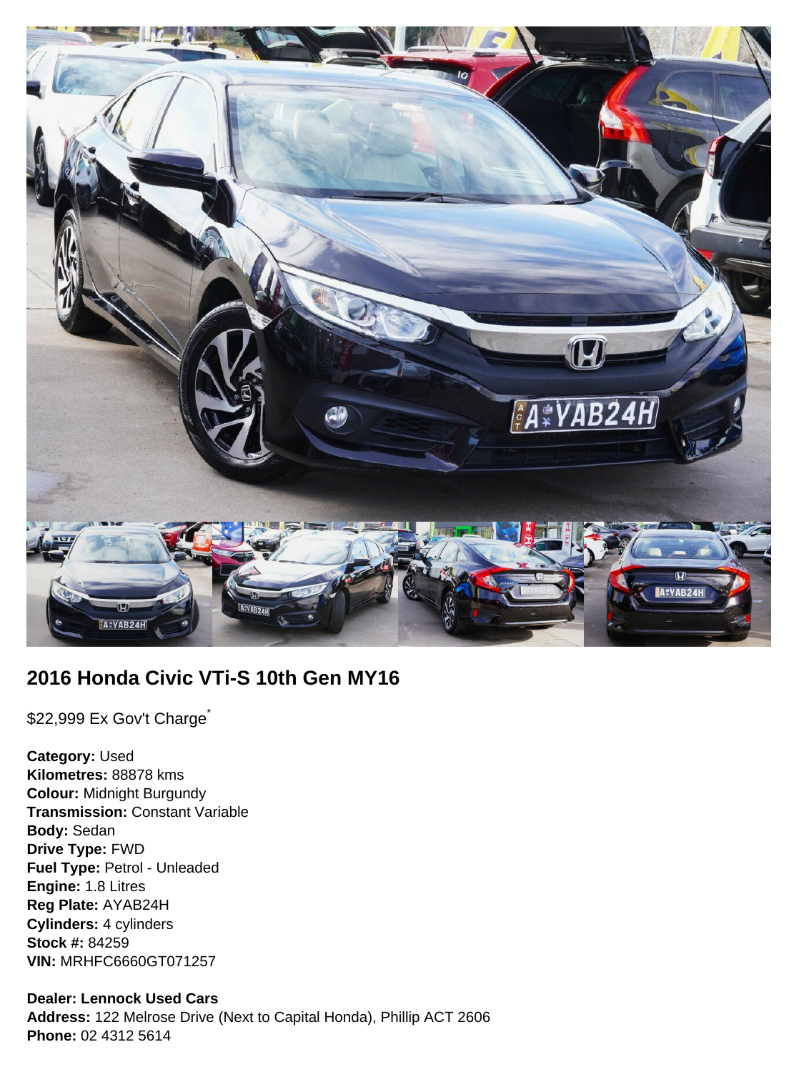## 2016 Honda Civic VTi-S 10th Gen MY16

$22,999 Ex Gov't Charge*

**Category:** Used
**Kilometres:** 88878 kms
**Colour:** Midnight Burgundy
**Transmission:** Constant Variable
**Body:** Sedan
**Drive Type:** FWD
**Fuel Type:** Petrol - Unleaded
**Engine:** 1.8 Litres
**Reg Plate:** AYAB24H
**Cylinders:** 4 cylinders
**Stock #:** 84259
**VIN:** MRHFC6660GT071257

**Dealer: Lennock Used Cars**
**Address:** 122 Melrose Drive (Next to Capital Honda), Phillip ACT 2606
**Phone:** 02 4312 5614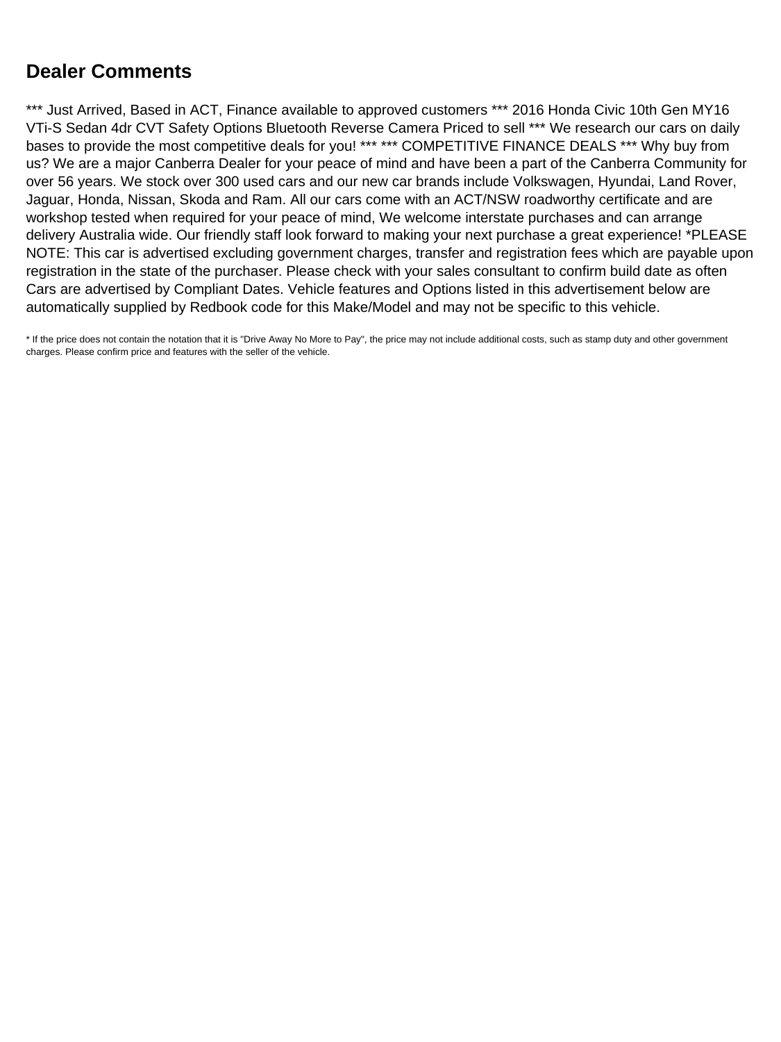## Dealer Comments

*** Just Arrived, Based in ACT, Finance available to approved customers *** 2016 Honda Civic 10th Gen MY16 VTi-S Sedan 4dr CVT Safety Options Bluetooth Reverse Camera Priced to sell *** We research our cars on daily bases to provide the most competitive deals for you! *** *** COMPETITIVE FINANCE DEALS *** Why buy from us? We are a major Canberra Dealer for your peace of mind and have been a part of the Canberra Community for over 56 years. We stock over 300 used cars and our new car brands include Volkswagen, Hyundai, Land Rover, Jaguar, Honda, Nissan, Skoda and Ram. All our cars come with an ACT/NSW roadworthy certificate and are workshop tested when required for your peace of mind, We welcome interstate purchases and can arrange delivery Australia wide. Our friendly staff look forward to making your next purchase a great experience! *PLEASE NOTE: This car is advertised excluding government charges, transfer and registration fees which are payable upon registration in the state of the purchaser. Please check with your sales consultant to confirm build date as often Cars are advertised by Compliant Dates. Vehicle features and Options listed in this advertisement below are automatically supplied by Redbook code for this Make/Model and may not be specific to this vehicle.

* If the price does not contain the notation that it is "Drive Away No More to Pay", the price may not include additional costs, such as stamp duty and other government charges. Please confirm price and features with the seller of the vehicle.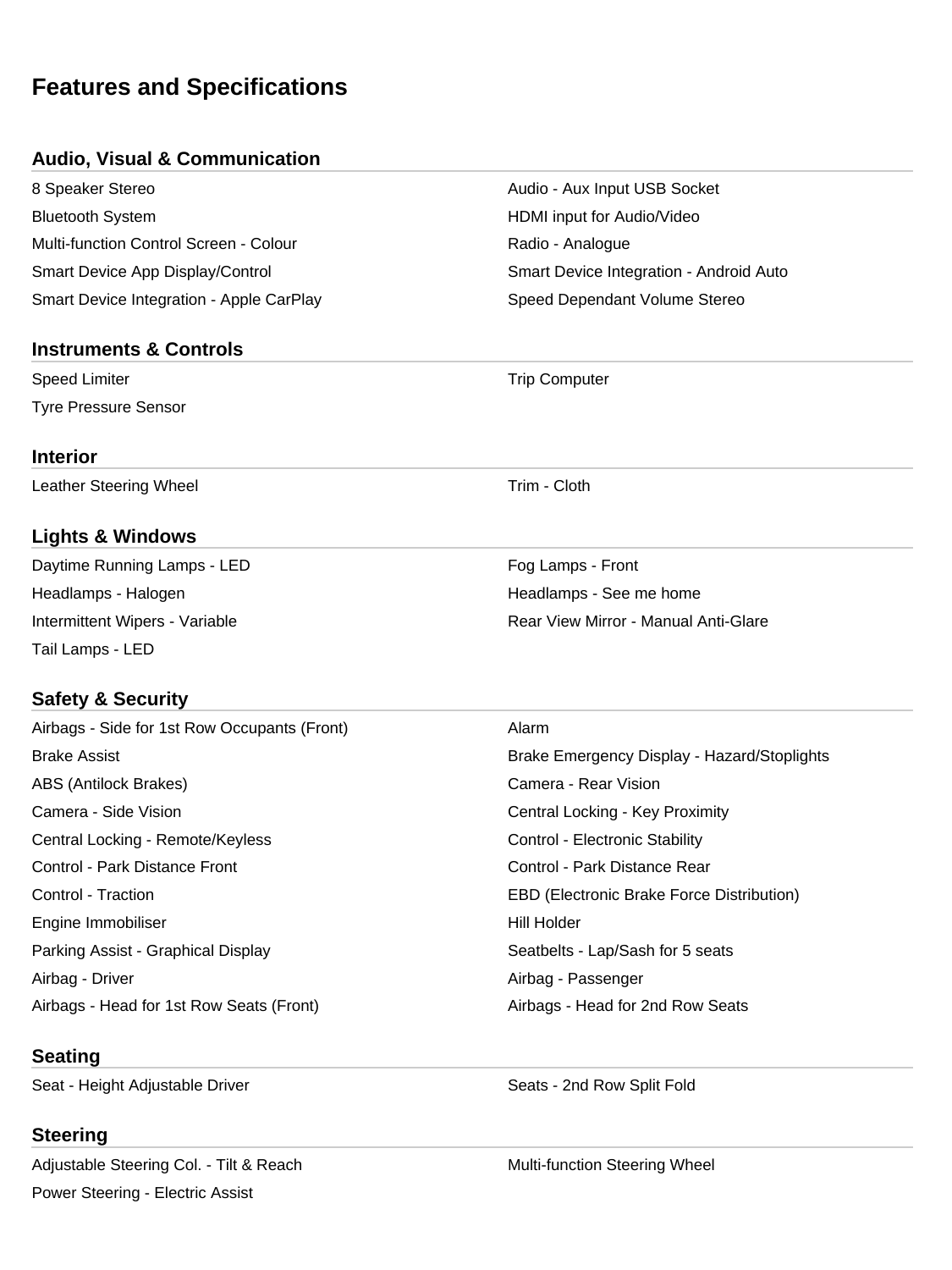# Features and Specifications

## Audio, Visual & Communication

- 8 Speaker Stereo
- Audio - Aux Input USB Socket
- Bluetooth System
- HDMI input for Audio/Video
- Multi-function Control Screen - Colour
- Radio - Analogue
- Smart Device App Display/Control
- Smart Device Integration - Android Auto
- Smart Device Integration - Apple CarPlay
- Speed Dependant Volume Stereo

## Instruments & Controls

- Speed Limiter
- Trip Computer
- Tyre Pressure Sensor

## Interior

- Leather Steering Wheel
- Trim - Cloth

## Lights & Windows

- Daytime Running Lamps - LED
- Fog Lamps - Front
- Headlamps - Halogen
- Headlamps - See me home
- Intermittent Wipers - Variable
- Rear View Mirror - Manual Anti-Glare
- Tail Lamps - LED

## Safety & Security

- Airbags - Side for 1st Row Occupants (Front)
- Alarm
- Brake Assist
- Brake Emergency Display - Hazard/Stoplights
- ABS (Antilock Brakes)
- Camera - Rear Vision
- Camera - Side Vision
- Central Locking - Key Proximity
- Central Locking - Remote/Keyless
- Control - Electronic Stability
- Control - Park Distance Front
- Control - Park Distance Rear
- Control - Traction
- EBD (Electronic Brake Force Distribution)
- Engine Immobiliser
- Hill Holder
- Parking Assist - Graphical Display
- Seatbelts - Lap/Sash for 5 seats
- Airbag - Driver
- Airbag - Passenger
- Airbags - Head for 1st Row Seats (Front)
- Airbags - Head for 2nd Row Seats

## Seating

- Seat - Height Adjustable Driver
- Seats - 2nd Row Split Fold

## Steering

- Adjustable Steering Col. - Tilt & Reach
- Multi-function Steering Wheel
- Power Steering - Electric Assist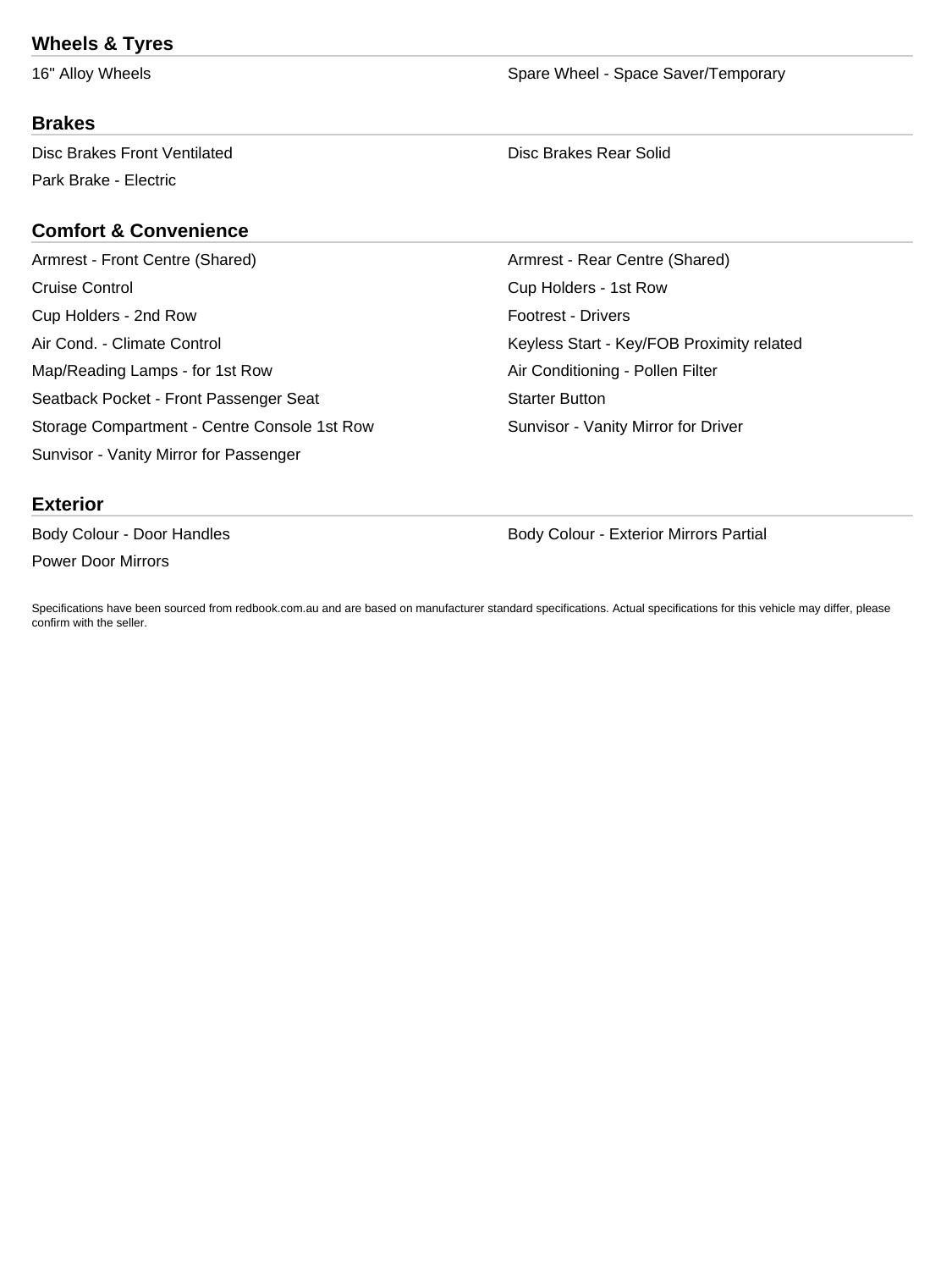## Wheels & Tyres

16" Alloy Wheels

Spare Wheel - Space Saver/Temporary

## Brakes

Disc Brakes Front Ventilated

Disc Brakes Rear Solid

Park Brake - Electric

## Comfort & Convenience

Armrest - Front Centre (Shared)

Armrest - Rear Centre (Shared)

Cruise Control

Cup Holders - 1st Row

Cup Holders - 2nd Row

Footrest - Drivers

Air Cond. - Climate Control

Keyless Start - Key/FOB Proximity related

Map/Reading Lamps - for 1st Row

Air Conditioning - Pollen Filter

Seatback Pocket - Front Passenger Seat

Starter Button

Storage Compartment - Centre Console 1st Row

Sunvisor - Vanity Mirror for Driver

Sunvisor - Vanity Mirror for Passenger

## Exterior

Body Colour - Door Handles

Body Colour - Exterior Mirrors Partial

Power Door Mirrors

Specifications have been sourced from redbook.com.au and are based on manufacturer standard specifications. Actual specifications for this vehicle may differ, please confirm with the seller.